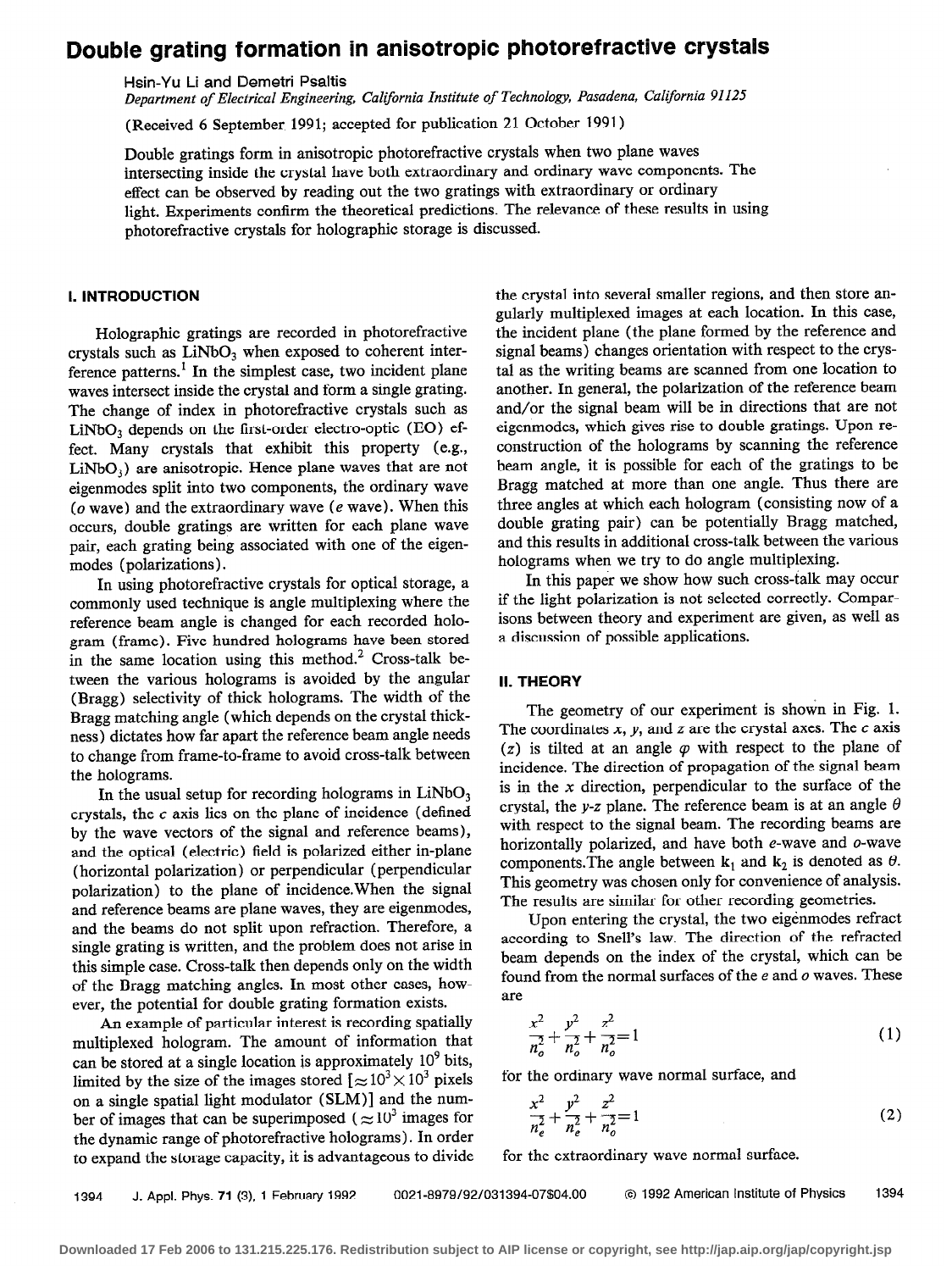# Double grating formation in anisotropic photorefractive crystals

Hsin-Yu Li and Demetri Psaltis

*Department of Electrical Engineering, California Institute of Technology, Pasadena, California 91125*

(Received 6 September 1991; accepted for publication 21 October 1991)

Double gratings form in anisotropic photorefractive crystals when two plane waves intersecting inside the crystal have both extraordinary and ordinary wave components. The effect can be observed by reading out the two gratings with extraordinary or ordinary light. Experiments confirm the theoretical predictions. The relevance of these results in using photorefractive crystals for holographic storage is discussed.

## I. INTRODUCTION

Holographic gratings are recorded in photorefractive crystals such as $LiNbO_3$ when exposed to coherent interference patterns.[1] In the simplest case, two incident plane waves intersect inside the crystal and form a single grating. The change of index in photorefractive crystals such as $LiNbO_3$ depends on the first-order electro-optic (EO) effect. Many crystals that exhibit this property (e.g., $LiNbO_3$) are anisotropic. Hence plane waves that are not eigenmodes split into two components, the ordinary wave (*o* wave) and the extraordinary wave (*e* wave). When this occurs, double gratings are written for each plane wave pair, each grating being associated with one of the eigenmodes (polarizations).

In using photorefractive crystals for optical storage, a commonly used technique is angle multiplexing where the reference beam angle is changed for each recorded hologram (frame). Five hundred holograms have been stored in the same location using this method.[2] Cross-talk between the various holograms is avoided by the angular (Bragg) selectivity of thick holograms. The width of the Bragg matching angle (which depends on the crystal thickness) dictates how far apart the reference beam angle needs to change from frame-to-frame to avoid cross-talk between the holograms.

In the usual setup for recording holograms in $LiNbO_3$ crystals, the *c* axis lies on the plane of incidence (defined by the wave vectors of the signal and reference beams), and the optical (electric) field is polarized either in-plane (horizontal polarization) or perpendicular (perpendicular polarization) to the plane of incidence. When the signal and reference beams are plane waves, they are eigenmodes, and the beams do not split upon refraction. Therefore, a single grating is written, and the problem does not arise in this simple case. Cross-talk then depends only on the width of the Bragg matching angles. In most other cases, however, the potential for double grating formation exists.

An example of particular interest is recording spatially multiplexed hologram. The amount of information that can be stored at a single location is approximately $10^9$ bits, limited by the size of the images stored [$\approx 10^3 \times 10^3$ pixels on a single spatial light modulator (SLM)] and the number of images that can be superimposed ($\approx 10^3$ images for the dynamic range of photorefractive holograms). In order to expand the storage capacity, it is advantageous to divide the crystal into several smaller regions, and then store angularly multiplexed images at each location. In this case, the incident plane (the plane formed by the reference and signal beams) changes orientation with respect to the crystal as the writing beams are scanned from one location to another. In general, the polarization of the reference beam and/or the signal beam will be in directions that are not eigenmodes, which gives rise to double gratings. Upon reconstruction of the holograms by scanning the reference beam angle, it is possible for each of the gratings to be Bragg matched at more than one angle. Thus there are three angles at which each hologram (consisting now of a double grating pair) can be potentially Bragg matched, and this results in additional cross-talk between the various holograms when we try to do angle multiplexing.

In this paper we show how such cross-talk may occur if the light polarization is not selected correctly. Comparisons between theory and experiment are given, as well as a discussion of possible applications.

## II. THEORY

The geometry of our experiment is shown in Fig. 1. The coordinates *x*, *y*, and *z* are the crystal axes. The *c* axis (*z*) is tilted at an angle $\varphi$ with respect to the plane of incidence. The direction of propagation of the signal beam is in the *x* direction, perpendicular to the surface of the crystal, the *y-z* plane. The reference beam is at an angle $\theta$ with respect to the signal beam. The recording beams are horizontally polarized, and have both *e*-wave and *o*-wave components. The angle between $\mathbf{k}_1$ and $\mathbf{k}_2$ is denoted as $\theta$. This geometry was chosen only for convenience of analysis. The results are similar for other recording geometries.

Upon entering the crystal, the two eigenmodes refract according to Snell's law. The direction of the refracted beam depends on the index of the crystal, which can be found from the normal surfaces of the *e* and *o* waves. These are

$$\frac{x^2}{n_o^2}+\frac{y^2}{n_o^2}+\frac{z^2}{n_o^2}=1 \tag{1}$$

for the ordinary wave normal surface, and

$$\frac{x^2}{n_e^2}+\frac{y^2}{n_e^2}+\frac{z^2}{n_o^2}=1 \tag{2}$$

for the extraordinary wave normal surface.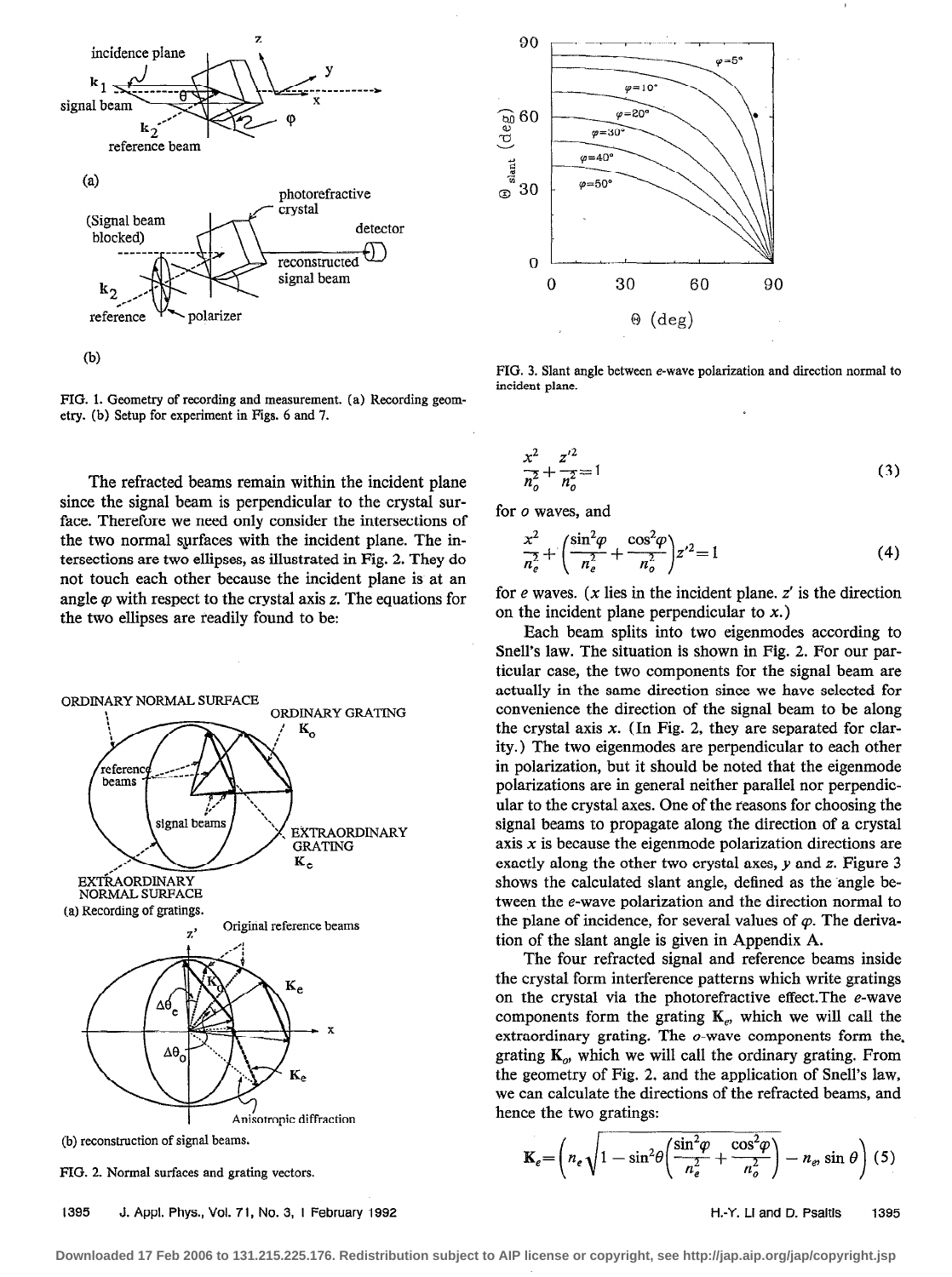FIG. 1. Geometry of recording and measurement. (a) Recording geometry. (b) Setup for experiment in Figs. 6 and 7.

FIG. 3. Slant angle between *e*-wave polarization and direction normal to incident plane.

The refracted beams remain within the incident plane since the signal beam is perpendicular to the crystal surface. Therefore we need only consider the intersections of the two normal surfaces with the incident plane. The intersections are two ellipses, as illustrated in Fig. 2. They do not touch each other because the incident plane is at an angle $\varphi$ with respect to the crystal axis $z$. The equations for the two ellipses are readily found to be:

FIG. 2. Normal surfaces and grating vectors.

$$\frac{x^2}{n_o^2}+\frac{z'^2}{n_o^2}=1 \tag{3}$$

for *o* waves, and

$$\frac{x^2}{n_e^2}+\left(\frac{\sin^2\varphi}{n_e^2}+\frac{\cos^2\varphi}{n_o^2}\right)z'^2=1 \tag{4}$$

for *e* waves. ($x$ lies in the incident plane. $z'$ is the direction on the incident plane perpendicular to $x$.)

Each beam splits into two eigenmodes according to Snell's law. The situation is shown in Fig. 2. For our particular case, the two components for the signal beam are actually in the same direction since we have selected for convenience the direction of the signal beam to be along the crystal axis $x$. (In Fig. 2, they are separated for clarity.) The two eigenmodes are perpendicular to each other in polarization, but it should be noted that the eigenmode polarizations are in general neither parallel nor perpendicular to the crystal axes. One of the reasons for choosing the signal beams to propagate along the direction of a crystal axis $x$ is because the eigenmode polarization directions are exactly along the other two crystal axes, $y$ and $z$. Figure 3 shows the calculated slant angle, defined as the angle between the *e*-wave polarization and the direction normal to the plane of incidence, for several values of $\varphi$. The derivation of the slant angle is given in Appendix A.

The four refracted signal and reference beams inside the crystal form interference patterns which write gratings on the crystal via the photorefractive effect. The *e*-wave components form the grating $\mathbf{K}_e$, which we will call the extraordinary grating. The *o*-wave components form the grating $\mathbf{K}_o$, which we will call the ordinary grating. From the geometry of Fig. 2, and the application of Snell's law, we can calculate the directions of the refracted beams, and hence the two gratings:

$$\mathbf{K}_e=\left(n_e\sqrt{1-\sin^2\theta\left(\frac{\sin^2\varphi}{n_e^2}+\frac{\cos^2\varphi}{n_o^2}\right)}-n_e,\ \sin\theta\right) \tag{5}$$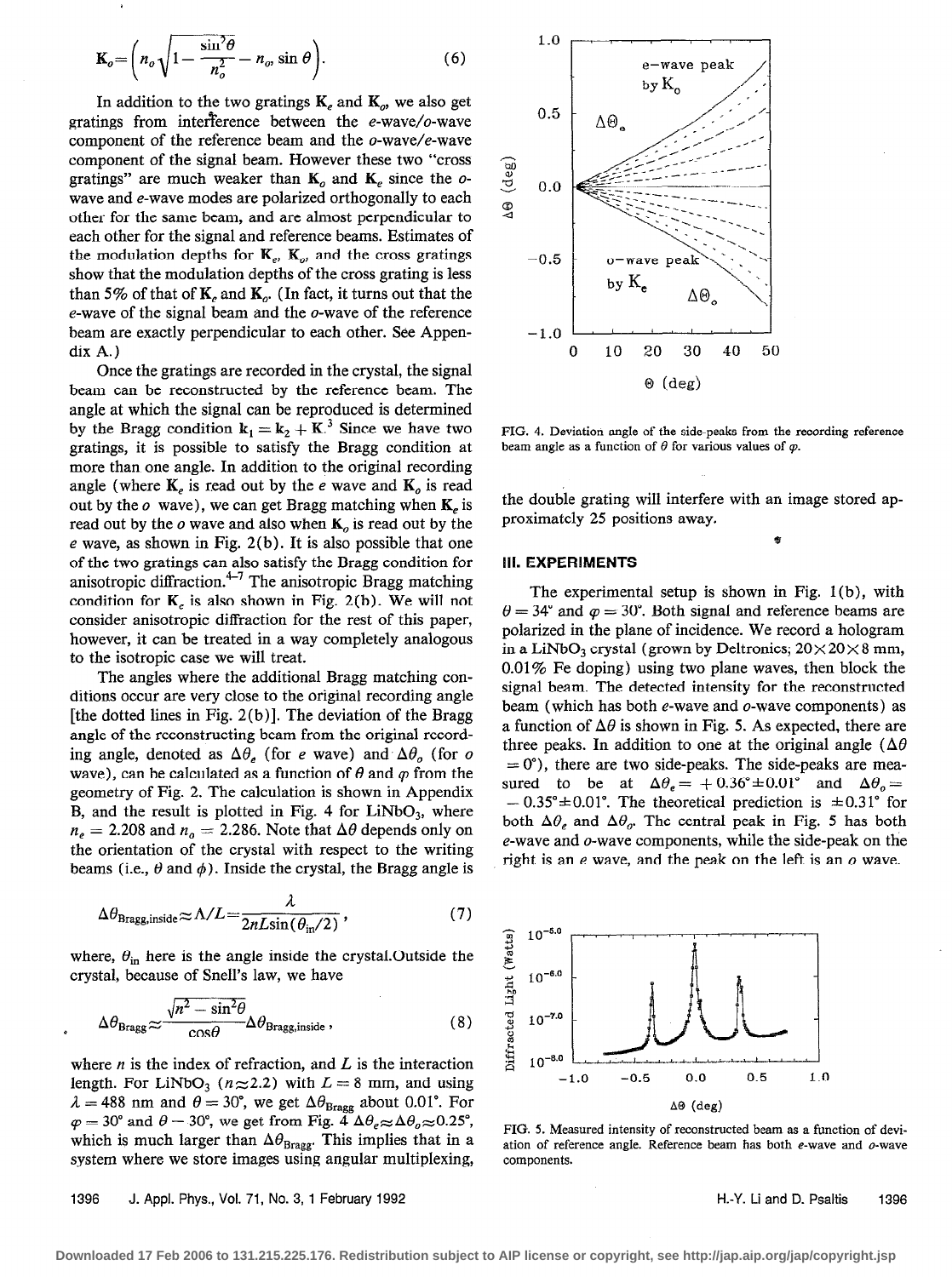$$\mathbf{K}_o = \left( n_o \sqrt{1 - \frac{\sin^2\theta}{n_o^2}} - n_o \sin\theta \right). \qquad (6)$$

In addition to the two gratings $\mathbf{K}_e$ and $\mathbf{K}_o$, we also get gratings from interference between the $e$-wave/$o$-wave component of the reference beam and the $o$-wave/$e$-wave component of the signal beam. However these two "cross gratings" are much weaker than $\mathbf{K}_o$ and $\mathbf{K}_e$ since the $o$-wave and $e$-wave modes are polarized orthogonally to each other for the same beam, and are almost perpendicular to each other for the signal and reference beams. Estimates of the modulation depths for $\mathbf{K}_e$, $\mathbf{K}_o$, and the cross gratings show that the modulation depths of the cross grating is less than 5% of that of $\mathbf{K}_e$ and $\mathbf{K}_o$. (In fact, it turns out that the $e$-wave of the signal beam and the $o$-wave of the reference beam are exactly perpendicular to each other. See Appendix A.)

Once the gratings are recorded in the crystal, the signal beam can be reconstructed by the reference beam. The angle at which the signal can be reproduced is determined by the Bragg condition $\mathbf{k}_1 = \mathbf{k}_2 + \mathbf{K}$.[3] Since we have two gratings, it is possible to satisfy the Bragg condition at more than one angle. In addition to the original recording angle (where $\mathbf{K}_e$ is read out by the $e$ wave and $\mathbf{K}_o$ is read out by the $o$ wave), we can get Bragg matching when $\mathbf{K}_e$ is read out by the $o$ wave and also when $\mathbf{K}_o$ is read out by the $e$ wave, as shown in Fig. 2(b). It is also possible that one of the two gratings can also satisfy the Bragg condition for anisotropic diffraction.[4–7] The anisotropic Bragg matching condition for $\mathbf{K}_e$ is also shown in Fig. 2(b). We will not consider anisotropic diffraction for the rest of this paper, however, it can be treated in a way completely analogous to the isotropic case we will treat.

The angles where the additional Bragg matching conditions occur are very close to the original recording angle [the dotted lines in Fig. 2(b)]. The deviation of the Bragg angle of the reconstructing beam from the original recording angle, denoted as $\Delta\theta_e$ (for $e$ wave) and $\Delta\theta_o$ (for $o$ wave), can be calculated as a function of $\theta$ and $\varphi$ from the geometry of Fig. 2. The calculation is shown in Appendix B, and the result is plotted in Fig. 4 for $LiNbO_3$, where $n_e = 2.208$ and $n_o = 2.286$. Note that $\Delta\theta$ depends only on the orientation of the crystal with respect to the writing beams (i.e., $\theta$ and $\phi$). Inside the crystal, the Bragg angle is

$$\Delta\theta_{\text{Bragg,inside}} \approx \Lambda/L = \frac{\lambda}{2nL\sin(\theta_{\text{in}}/2)}, \qquad (7)$$

where, $\theta_{\text{in}}$ here is the angle inside the crystal. Outside the crystal, because of Snell's law, we have

$$\Delta\theta_{\text{Bragg}} \approx \frac{\sqrt{n^2 - \sin^2\theta}}{\cos\theta} \Delta\theta_{\text{Bragg,inside}}, \qquad (8)$$

where $n$ is the index of refraction, and $L$ is the interaction length. For $LiNbO_3$ ($n \approx 2.2$) with $L = 8$ mm, and using $\lambda = 488$ nm and $\theta = 30°$, we get $\Delta\theta_{\text{Bragg}}$ about 0.01°. For $\varphi = 30°$ and $\theta = 30°$, we get from Fig. 4 $\Delta\theta_e \approx \Delta\theta_o \approx 0.25°$, which is much larger than $\Delta\theta_{\text{Bragg}}$. This implies that in a system where we store images using angular multiplexing, the double grating will interfere with an image stored approximately 25 positions away.

FIG. 4. Deviation angle of the side-peaks from the recording reference beam angle as a function of $\theta$ for various values of $\varphi$.

## III. EXPERIMENTS

The experimental setup is shown in Fig. 1(b), with $\theta = 34°$ and $\varphi = 30°$. Both signal and reference beams are polarized in the plane of incidence. We record a hologram in a $LiNbO_3$ crystal (grown by Deltronics; 20×20×8 mm, 0.01% Fe doping) using two plane waves, then block the signal beam. The detected intensity for the reconstructed beam (which has both $e$-wave and $o$-wave components) as a function of $\Delta\theta$ is shown in Fig. 5. As expected, there are three peaks. In addition to one at the original angle ($\Delta\theta = 0°$), there are two side-peaks. The side-peaks are measured to be at $\Delta\theta_e = +0.36° \pm 0.01°$ and $\Delta\theta_o = -0.35° \pm 0.01°$. The theoretical prediction is $\pm 0.31°$ for both $\Delta\theta_e$ and $\Delta\theta_o$. The central peak in Fig. 5 has both $e$-wave and $o$-wave components, while the side-peak on the right is an $e$ wave, and the peak on the left is an $o$ wave.

FIG. 5. Measured intensity of reconstructed beam as a function of deviation of reference angle. Reference beam has both $e$-wave and $o$-wave components.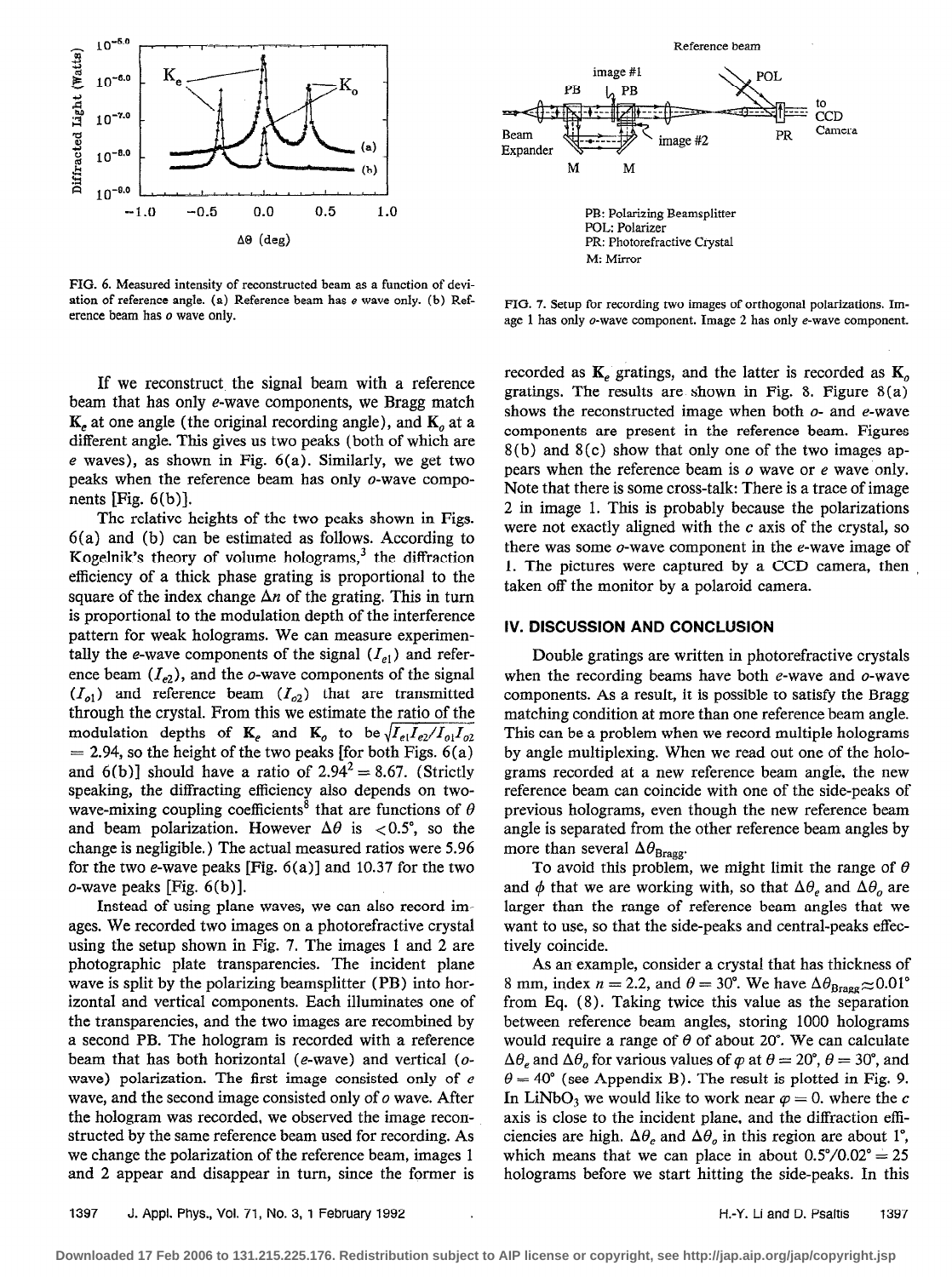FIG. 6. Measured intensity of reconstructed beam as a function of deviation of reference angle. (a) Reference beam has $e$ wave only. (b) Reference beam has $o$ wave only.

FIG. 7. Setup for recording two images of orthogonal polarizations. Image 1 has only $o$-wave component. Image 2 has only $e$-wave component.

If we reconstruct the signal beam with a reference beam that has only $e$-wave components, we Bragg match $\mathbf{K}_e$ at one angle (the original recording angle), and $\mathbf{K}_o$ at a different angle. This gives us two peaks (both of which are $e$ waves), as shown in Fig. 6(a). Similarly, we get two peaks when the reference beam has only $o$-wave components [Fig. 6(b)].

The relative heights of the two peaks shown in Figs. 6(a) and (b) can be estimated as follows. According to Kogelnik's theory of volume holograms,[3] the diffraction efficiency of a thick phase grating is proportional to the square of the index change $\Delta n$ of the grating. This in turn is proportional to the modulation depth of the interference pattern for weak holograms. We can measure experimentally the $e$-wave components of the signal ($I_{e1}$) and reference beam ($I_{e2}$), and the $o$-wave components of the signal ($I_{o1}$) and reference beam ($I_{o2}$) that are transmitted through the crystal. From this we estimate the ratio of the modulation depths of $\mathbf{K}_e$ and $\mathbf{K}_o$ to be $\sqrt{I_{e1}I_{e2}/I_{o1}I_{o2}} = 2.94$, so the height of the two peaks [for both Figs. 6(a) and 6(b)] should have a ratio of $2.94^2 = 8.67$. (Strictly speaking, the diffracting efficiency also depends on two-wave-mixing coupling coefficients[8] that are functions of $\theta$ and beam polarization. However $\Delta\theta$ is $<0.5°$, so the change is negligible.) The actual measured ratios were 5.96 for the two $e$-wave peaks [Fig. 6(a)] and 10.37 for the two $o$-wave peaks [Fig. 6(b)].

Instead of using plane waves, we can also record images. We recorded two images on a photorefractive crystal using the setup shown in Fig. 7. The images 1 and 2 are photographic plate transparencies. The incident plane wave is split by the polarizing beamsplitter (PB) into horizontal and vertical components. Each illuminates one of the transparencies, and the two images are recombined by a second PB. The hologram is recorded with a reference beam that has both horizontal ($e$-wave) and vertical ($o$-wave) polarization. The first image consisted only of $e$ wave, and the second image consisted only of $o$ wave. After the hologram was recorded, we observed the image reconstructed by the same reference beam used for recording. As we change the polarization of the reference beam, images 1 and 2 appear and disappear in turn, since the former is recorded as $\mathbf{K}_e$ gratings, and the latter is recorded as $\mathbf{K}_o$ gratings. The results are shown in Fig. 8. Figure 8(a) shows the reconstructed image when both $o$- and $e$-wave components are present in the reference beam. Figures 8(b) and 8(c) show that only one of the two images appears when the reference beam is $o$ wave or $e$ wave only. Note that there is some cross-talk: There is a trace of image 2 in image 1. This is probably because the polarizations were not exactly aligned with the $c$ axis of the crystal, so there was some $o$-wave component in the $e$-wave image of 1. The pictures were captured by a CCD camera, then taken off the monitor by a polaroid camera.

## IV. DISCUSSION AND CONCLUSION

Double gratings are written in photorefractive crystals when the recording beams have both $e$-wave and $o$-wave components. As a result, it is possible to satisfy the Bragg matching condition at more than one reference beam angle. This can be a problem when we record multiple holograms by angle multiplexing. When we read out one of the holograms recorded at a new reference beam angle, the new reference beam can coincide with one of the side-peaks of previous holograms, even though the new reference beam angle is separated from the other reference beam angles by more than several $\Delta\theta_{\mathrm{Bragg}}$.

To avoid this problem, we might limit the range of $\theta$ and $\phi$ that we are working with, so that $\Delta\theta_e$ and $\Delta\theta_o$ are larger than the range of reference beam angles that we want to use, so that the side-peaks and central-peaks effectively coincide.

As an example, consider a crystal that has thickness of 8 mm, index $n = 2.2$, and $\theta = 30°$. We have $\Delta\theta_{\mathrm{Bragg}} \approx 0.01°$ from Eq. (8). Taking twice this value as the separation between reference beam angles, storing 1000 holograms would require a range of $\theta$ of about 20°. We can calculate $\Delta\theta_e$ and $\Delta\theta_o$ for various values of $\varphi$ at $\theta = 20°$, $\theta = 30°$, and $\theta = 40°$ (see Appendix B). The result is plotted in Fig. 9. In $LiNbO_3$ we would like to work near $\varphi = 0$, where the $c$ axis is close to the incident plane, and the diffraction efficiencies are high. $\Delta\theta_e$ and $\Delta\theta_o$ in this region are about 1°, which means that we can place in about $0.5°/0.02° = 25$ holograms before we start hitting the side-peaks. In this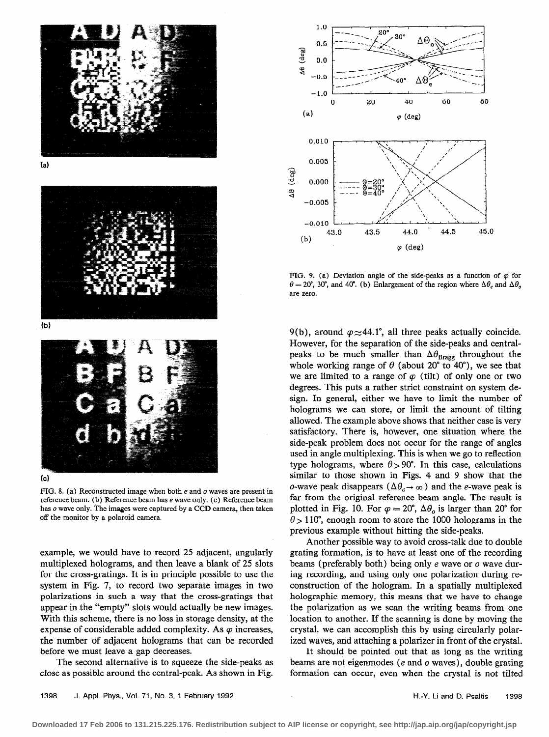FIG. 8. (a) Reconstructed image when both $e$ and $o$ waves are present in reference beam. (b) Reference beam has $e$ wave only. (c) Reference beam has $o$ wave only. The images were captured by a CCD camera, then taken off the monitor by a polaroid camera.

example, we would have to record 25 adjacent, angularly multiplexed holograms, and then leave a blank of 25 slots for the cross-gratings. It is in principle possible to use the system in Fig. 7, to record two separate images in two polarizations in such a way that the cross-gratings that appear in the "empty" slots would actually be new images. With this scheme, there is no loss in storage density, at the expense of considerable added complexity. As $\varphi$ increases, the number of adjacent holograms that can be recorded before we must leave a gap decreases.

The second alternative is to squeeze the side-peaks as close as possible around the central-peak. As shown in Fig. 9(b), around $\varphi \approx 44.1°$, all three peaks actually coincide. However, for the separation of the side-peaks and central-peaks to be much smaller than $\Delta\theta_{\text{Bragg}}$ throughout the whole working range of $\theta$ (about 20° to 40°), we see that we are limited to a range of $\varphi$ (tilt) of only one or two degrees. This puts a rather strict constraint on system design. In general, either we have to limit the number of holograms we can store, or limit the amount of tilting allowed. The example above shows that neither case is very satisfactory. There is, however, one situation where the side-peak problem does not occur for the range of angles used in angle multiplexing. This is when we go to reflection type holograms, where $\theta > 90°$. In this case, calculations similar to those shown in Figs. 4 and 9 show that the $o$-wave peak disappears ($\Delta\theta_o \to \infty$) and the $e$-wave peak is far from the original reference beam angle. The result is plotted in Fig. 10. For $\varphi = 20°$, $\Delta\theta_o$ is larger than 20° for $\theta > 110°$, enough room to store the 1000 holograms in the previous example without hitting the side-peaks.

FIG. 9. (a) Deviation angle of the side-peaks as a function of $\varphi$ for $\theta = 20°$, 30°, and 40°. (b) Enlargement of the region where $\Delta\theta_e$ and $\Delta\theta_o$ are zero.

Another possible way to avoid cross-talk due to double grating formation, is to have at least one of the recording beams (preferably both) being only $e$ wave or $o$ wave during recording, and using only one polarization during reconstruction of the hologram. In a spatially multiplexed holographic memory, this means that we have to change the polarization as we scan the writing beams from one location to another. If the scanning is done by moving the crystal, we can accomplish this by using circularly polarized waves, and attaching a polarizer in front of the crystal.

It should be pointed out that as long as the writing beams are not eigenmodes ($e$ and $o$ waves), double grating formation can occur, even when the crystal is not tilted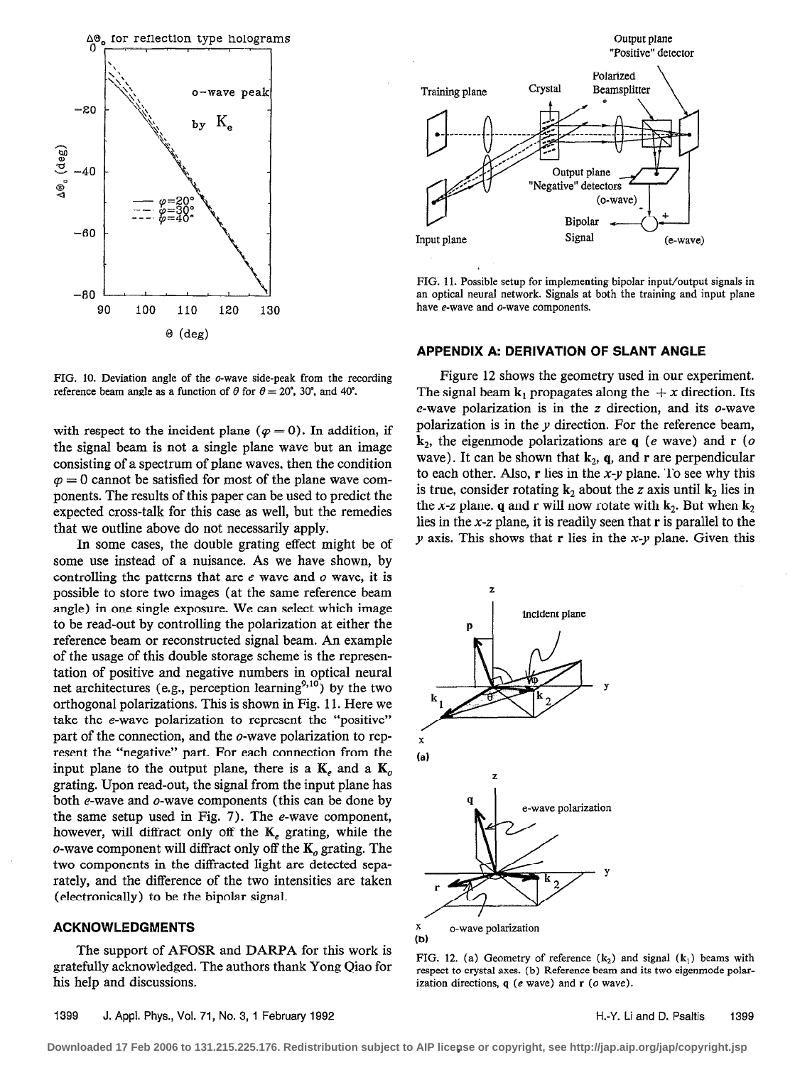FIG. 10. Deviation angle of the *o*-wave side-peak from the recording reference beam angle as a function of $\theta$ for $\theta = 20°$, 30°, and 40°.

with respect to the incident plane ($\varphi = 0$). In addition, if the signal beam is not a single plane wave but an image consisting of a spectrum of plane waves, then the condition $\varphi = 0$ cannot be satisfied for most of the plane wave components. The results of this paper can be used to predict the expected cross-talk for this case as well, but the remedies that we outline above do not necessarily apply.

In some cases, the double grating effect might be of some use instead of a nuisance. As we have shown, by controlling the patterns that are *e* wave and *o* wave, it is possible to store two images (at the same reference beam angle) in one single exposure. We can select which image to be read-out by controlling the polarization at either the reference beam or reconstructed signal beam. An example of the usage of this double storage scheme is the representation of positive and negative numbers in optical neural net architectures (e.g., perception learning[9,10]) by the two orthogonal polarizations. This is shown in Fig. 11. Here we take the *e*-wave polarization to represent the "positive" part of the connection, and the *o*-wave polarization to represent the "negative" part. For each connection from the input plane to the output plane, there is a $\mathbf{K}_e$ and a $\mathbf{K}_o$ grating. Upon read-out, the signal from the input plane has both *e*-wave and *o*-wave components (this can be done by the same setup used in Fig. 7). The *e*-wave component, however, will diffract only off the $\mathbf{K}_e$ grating, while the *o*-wave component will diffract only off the $\mathbf{K}_o$ grating. The two components in the diffracted light are detected separately, and the difference of the two intensities are taken (electronically) to be the bipolar signal.

## ACKNOWLEDGMENTS

The support of AFOSR and DARPA for this work is gratefully acknowledged. The authors thank Yong Qiao for his help and discussions.

FIG. 11. Possible setup for implementing bipolar input/output signals in an optical neural network. Signals at both the training and input plane have *e*-wave and *o*-wave components.

## APPENDIX A: DERIVATION OF SLANT ANGLE

Figure 12 shows the geometry used in our experiment. The signal beam $\mathbf{k}_1$ propagates along the $+x$ direction. Its *e*-wave polarization is in the *z* direction, and its *o*-wave polarization is in the *y* direction. For the reference beam, $\mathbf{k}_2$, the eigenmode polarizations are $\mathbf{q}$ (*e* wave) and $\mathbf{r}$ (*o* wave). It can be shown that $\mathbf{k}_2$, $\mathbf{q}$, and $\mathbf{r}$ are perpendicular to each other. Also, $\mathbf{r}$ lies in the *x*-*y* plane. To see why this is true, consider rotating $\mathbf{k}_2$ about the *z* axis until $\mathbf{k}_2$ lies in the *x*-*z* plane. $\mathbf{q}$ and $\mathbf{r}$ will now rotate with $\mathbf{k}_2$. But when $\mathbf{k}_2$ lies in the *x*-*z* plane, it is readily seen that $\mathbf{r}$ is parallel to the *y* axis. This shows that $\mathbf{r}$ lies in the *x*-*y* plane. Given this

FIG. 12. (a) Geometry of reference ($\mathbf{k}_2$) and signal ($\mathbf{k}_1$) beams with respect to crystal axes. (b) Reference beam and its two eigenmode polarization directions, $\mathbf{q}$ (*e* wave) and $\mathbf{r}$ (*o* wave).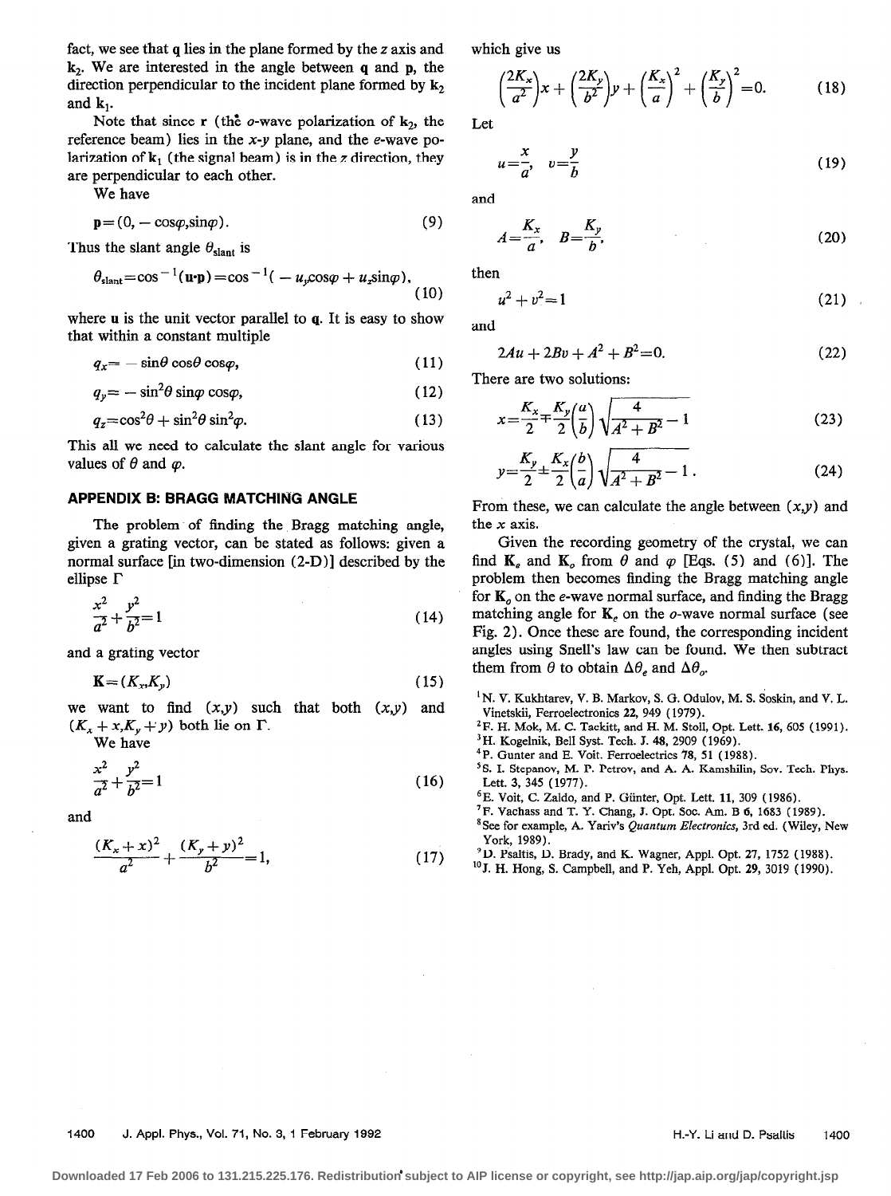fact, we see that $\mathbf{q}$ lies in the plane formed by the $z$ axis and $\mathbf{k}_2$. We are interested in the angle between $\mathbf{q}$ and $\mathbf{p}$, the direction perpendicular to the incident plane formed by $\mathbf{k}_2$ and $\mathbf{k}_1$.

Note that since $\mathbf{r}$ (the $o$-wave polarization of $\mathbf{k}_2$, the reference beam) lies in the $x$-$y$ plane, and the $e$-wave polarization of $\mathbf{k}_1$ (the signal beam) is in the $z$ direction, they are perpendicular to each other.

We have

$$\mathbf{p}=(0,-\cos\varphi,\sin\varphi). \tag{9}$$

Thus the slant angle $\theta_{\text{slant}}$ is

$$\theta_{\text{slant}}=\cos^{-1}(\mathbf{u}\cdot\mathbf{p})=\cos^{-1}(-u_y\cos\varphi+u_z\sin\varphi), \tag{10}$$

where $\mathbf{u}$ is the unit vector parallel to $\mathbf{q}$. It is easy to show that within a constant multiple

$$q_x=-\sin\theta\cos\theta\cos\varphi, \tag{11}$$

$$q_y=-\sin^2\theta\sin\varphi\cos\varphi, \tag{12}$$

$$q_z=\cos^2\theta+\sin^2\theta\sin^2\varphi. \tag{13}$$

This all we need to calculate the slant angle for various values of $\theta$ and $\varphi$.

## APPENDIX B: BRAGG MATCHING ANGLE

The problem of finding the Bragg matching angle, given a grating vector, can be stated as follows: given a normal surface [in two-dimension (2-D)] described by the ellipse $\Gamma$

$$\frac{x^2}{a^2}+\frac{y^2}{b^2}=1 \tag{14}$$

and a grating vector

$$\mathbf{K}=(K_x,K_y) \tag{15}$$

we want to find $(x,y)$ such that both $(x,y)$ and $(K_x+x,K_y+y)$ both lie on $\Gamma$.

We have

$$\frac{x^2}{a^2}+\frac{y^2}{b^2}=1 \tag{16}$$

and

$$\frac{(K_x+x)^2}{a^2}+\frac{(K_y+y)^2}{b^2}=1, \tag{17}$$

which give us

$$\left(\frac{2K_x}{a^2}\right)x+\left(\frac{2K_y}{b^2}\right)y+\left(\frac{K_x}{a}\right)^2+\left(\frac{K_y}{b}\right)^2=0. \tag{18}$$

Let

$$u=\frac{x}{a},\quad v=\frac{y}{b} \tag{19}$$

and

$$A=\frac{K_x}{a},\quad B=\frac{K_y}{b}, \tag{20}$$

then

$$u^2+v^2=1 \tag{21}$$

and

$$2Au+2Bv+A^2+B^2=0. \tag{22}$$

There are two solutions:

$$x=\frac{K_x}{2}\mp\frac{K_y}{2}\left(\frac{a}{b}\right)\sqrt{\frac{4}{A^2+B^2}-1} \tag{23}$$

$$y=\frac{K_y}{2}\pm\frac{K_x}{2}\left(\frac{b}{a}\right)\sqrt{\frac{4}{A^2+B^2}-1}. \tag{24}$$

From these, we can calculate the angle between $(x,y)$ and the $x$ axis.

Given the recording geometry of the crystal, we can find $\mathbf{K}_e$ and $\mathbf{K}_o$ from $\theta$ and $\varphi$ [Eqs. (5) and (6)]. The problem then becomes finding the Bragg matching angle for $\mathbf{K}_o$ on the $e$-wave normal surface, and finding the Bragg matching angle for $\mathbf{K}_e$ on the $o$-wave normal surface (see Fig. 2). Once these are found, the corresponding incident angles using Snell's law can be found. We then subtract them from $\theta$ to obtain $\Delta\theta_e$ and $\Delta\theta_o$.

[1] N. V. Kukhtarev, V. B. Markov, S. G. Odulov, M. S. Soskin, and V. L. Vinetskii, Ferroelectronics **22**, 949 (1979).
[2] F. H. Mok, M. C. Tackitt, and H. M. Stoll, Opt. Lett. **16**, 605 (1991).
[3] H. Kogelnik, Bell Syst. Tech. J. **48**, 2909 (1969).
[4] P. Gunter and E. Voit. Ferroelectrics **78**, 51 (1988).
[5] S. I. Stepanov, M. P. Petrov, and A. A. Kamshilin, Sov. Tech. Phys. Lett. **3**, 345 (1977).
[6] E. Voit, C. Zaldo, and P. Günter, Opt. Lett. **11**, 309 (1986).
[7] F. Vachass and T. Y. Chang, J. Opt. Soc. Am. B **6**, 1683 (1989).
[8] See for example, A. Yariv's *Quantum Electronics*, 3rd ed. (Wiley, New York, 1989).
[9] D. Psaltis, D. Brady, and K. Wagner, Appl. Opt. **27**, 1752 (1988).
[10] J. H. Hong, S. Campbell, and P. Yeh, Appl. Opt. **29**, 3019 (1990).